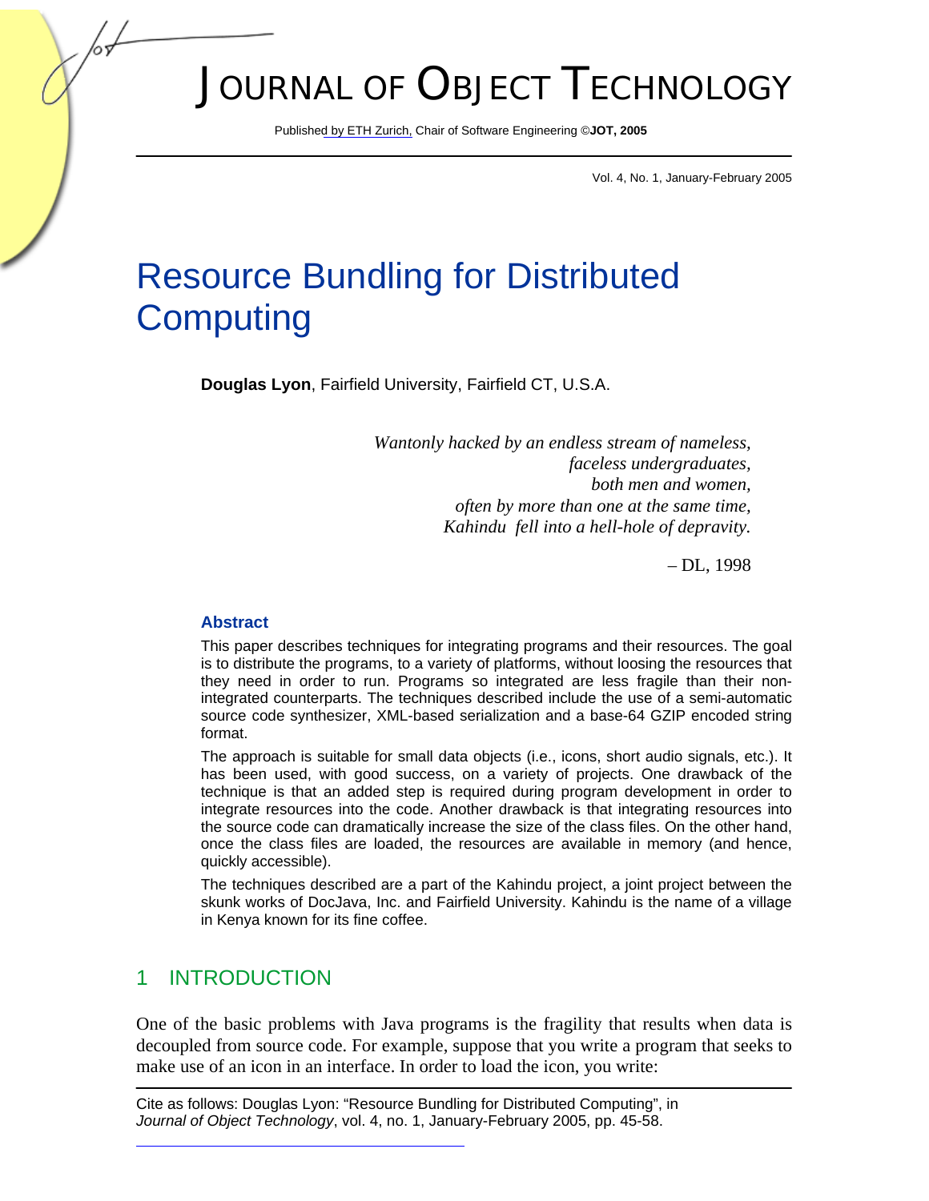# Resource Bundling for Distributed Computing

**Douglas Lyon**, Fairfield University, Fairfield CT, U.S.A.

*Wantonly hacked by an endless stream of nameless,*
*faceless undergraduates,*
*both men and women,*
*often by more than one at the same time,*
*Kahindu fell into a hell-hole of depravity.*

– DL, 1998

### Abstract

This paper describes techniques for integrating programs and their resources. The goal is to distribute the programs, to a variety of platforms, without loosing the resources that they need in order to run. Programs so integrated are less fragile than their non-integrated counterparts. The techniques described include the use of a semi-automatic source code synthesizer, XML-based serialization and a base-64 GZIP encoded string format.

The approach is suitable for small data objects (i.e., icons, short audio signals, etc.). It has been used, with good success, on a variety of projects. One drawback of the technique is that an added step is required during program development in order to integrate resources into the code. Another drawback is that integrating resources into the source code can dramatically increase the size of the class files. On the other hand, once the class files are loaded, the resources are available in memory (and hence, quickly accessible).

The techniques described are a part of the Kahindu project, a joint project between the skunk works of DocJava, Inc. and Fairfield University. Kahindu is the name of a village in Kenya known for its fine coffee.

## 1 INTRODUCTION

One of the basic problems with Java programs is the fragility that results when data is decoupled from source code. For example, suppose that you write a program that seeks to make use of an icon in an interface. In order to load the icon, you write:

Cite as follows: Douglas Lyon: "Resource Bundling for Distributed Computing", in *Journal of Object Technology*, vol. 4, no. 1, January-February 2005, pp. 45-58.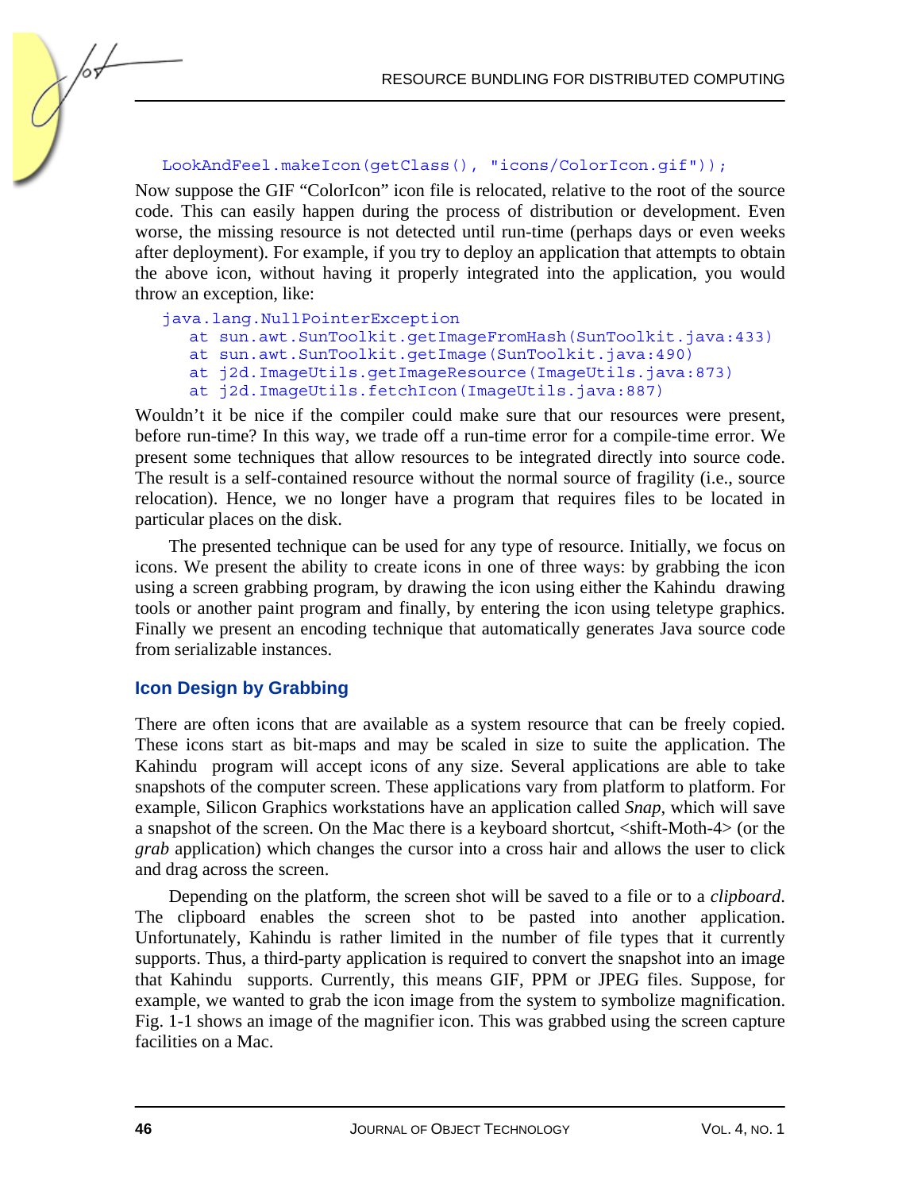```
LookAndFeel.makeIcon(getClass(), "icons/ColorIcon.gif"));
```

Now suppose the GIF "ColorIcon" icon file is relocated, relative to the root of the source code. This can easily happen during the process of distribution or development. Even worse, the missing resource is not detected until run-time (perhaps days or even weeks after deployment). For example, if you try to deploy an application that attempts to obtain the above icon, without having it properly integrated into the application, you would throw an exception, like:

```
java.lang.NullPointerException
   at sun.awt.SunToolkit.getImageFromHash(SunToolkit.java:433)
   at sun.awt.SunToolkit.getImage(SunToolkit.java:490)
   at j2d.ImageUtils.getImageResource(ImageUtils.java:873)
   at j2d.ImageUtils.fetchIcon(ImageUtils.java:887)
```

Wouldn't it be nice if the compiler could make sure that our resources were present, before run-time? In this way, we trade off a run-time error for a compile-time error. We present some techniques that allow resources to be integrated directly into source code. The result is a self-contained resource without the normal source of fragility (i.e., source relocation). Hence, we no longer have a program that requires files to be located in particular places on the disk.

The presented technique can be used for any type of resource. Initially, we focus on icons. We present the ability to create icons in one of three ways: by grabbing the icon using a screen grabbing program, by drawing the icon using either the Kahindu drawing tools or another paint program and finally, by entering the icon using teletype graphics. Finally we present an encoding technique that automatically generates Java source code from serializable instances.

## Icon Design by Grabbing

There are often icons that are available as a system resource that can be freely copied. These icons start as bit-maps and may be scaled in size to suite the application. The Kahindu program will accept icons of any size. Several applications are able to take snapshots of the computer screen. These applications vary from platform to platform. For example, Silicon Graphics workstations have an application called *Snap*, which will save a snapshot of the screen. On the Mac there is a keyboard shortcut, <shift-Moth-4> (or the *grab* application) which changes the cursor into a cross hair and allows the user to click and drag across the screen.

Depending on the platform, the screen shot will be saved to a file or to a *clipboard*. The clipboard enables the screen shot to be pasted into another application. Unfortunately, Kahindu is rather limited in the number of file types that it currently supports. Thus, a third-party application is required to convert the snapshot into an image that Kahindu supports. Currently, this means GIF, PPM or JPEG files. Suppose, for example, we wanted to grab the icon image from the system to symbolize magnification. Fig. 1-1 shows an image of the magnifier icon. This was grabbed using the screen capture facilities on a Mac.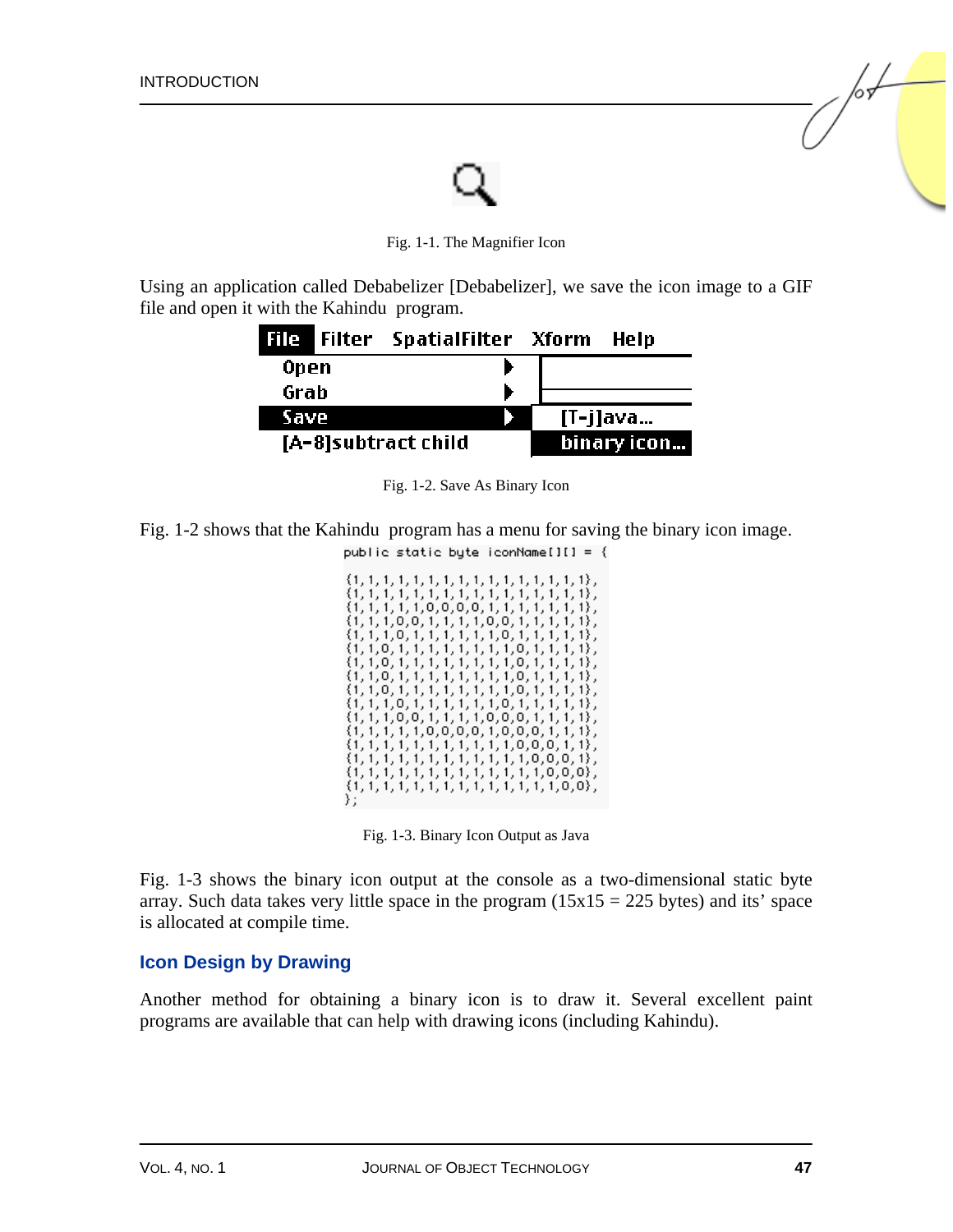Fig. 1-1. The Magnifier Icon

Using an application called Debabelizer [Debabelizer], we save the icon image to a GIF file and open it with the Kahindu program.

Fig. 1-2. Save As Binary Icon

Fig. 1-2 shows that the Kahindu program has a menu for saving the binary icon image.

```
public static byte iconName[][] = {

{1,1,1,1,1,1,1,1,1,1,1,1,1,1,1,1},
{1,1,1,1,1,1,1,1,1,1,1,1,1,1,1,1},
{1,1,1,1,1,0,0,0,0,1,1,1,1,1,1,1},
{1,1,1,0,0,1,1,1,1,0,0,1,1,1,1,1},
{1,1,1,0,1,1,1,1,1,1,0,1,1,1,1,1},
{1,1,0,1,1,1,1,1,1,1,1,0,1,1,1,1},
{1,1,0,1,1,1,1,1,1,1,1,0,1,1,1,1},
{1,1,0,1,1,1,1,1,1,1,1,0,1,1,1,1},
{1,1,0,1,1,1,1,1,1,1,1,0,1,1,1,1},
{1,1,1,0,1,1,1,1,1,1,0,1,1,1,1,1},
{1,1,1,0,0,1,1,1,1,0,0,0,1,1,1,1},
{1,1,1,1,1,0,0,0,0,1,0,0,0,1,1,1},
{1,1,1,1,1,1,1,1,1,1,1,0,0,0,1,1},
{1,1,1,1,1,1,1,1,1,1,1,1,0,0,0,1},
{1,1,1,1,1,1,1,1,1,1,1,1,1,0,0,0},
{1,1,1,1,1,1,1,1,1,1,1,1,1,1,0,0},
};
```

Fig. 1-3. Binary Icon Output as Java

Fig. 1-3 shows the binary icon output at the console as a two-dimensional static byte array. Such data takes very little space in the program (15x15 = 225 bytes) and its' space is allocated at compile time.

### Icon Design by Drawing

Another method for obtaining a binary icon is to draw it. Several excellent paint programs are available that can help with drawing icons (including Kahindu).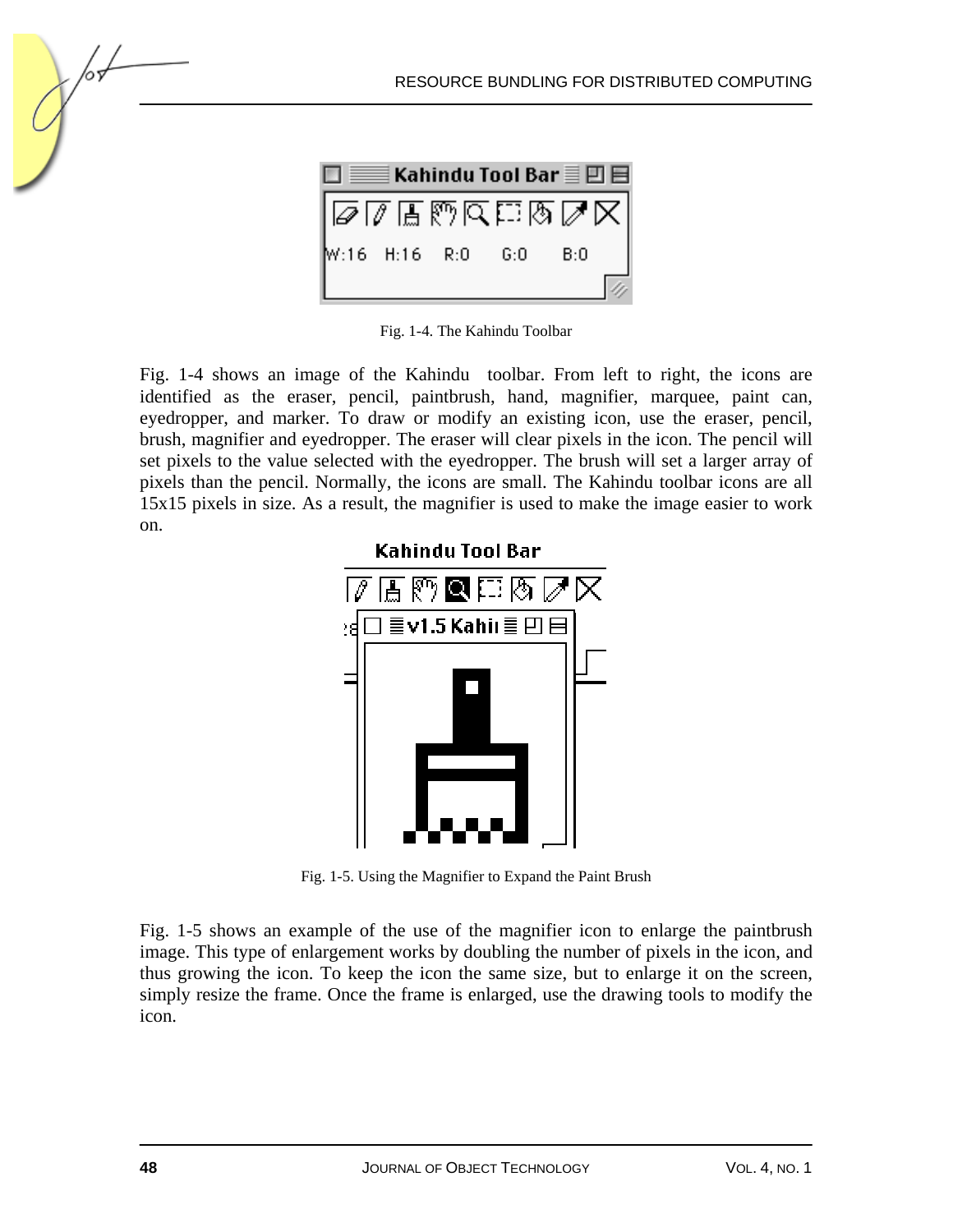Fig. 1-4. The Kahindu Toolbar

Fig. 1-4 shows an image of the Kahindu toolbar. From left to right, the icons are identified as the eraser, pencil, paintbrush, hand, magnifier, marquee, paint can, eyedropper, and marker. To draw or modify an existing icon, use the eraser, pencil, brush, magnifier and eyedropper. The eraser will clear pixels in the icon. The pencil will set pixels to the value selected with the eyedropper. The brush will set a larger array of pixels than the pencil. Normally, the icons are small. The Kahindu toolbar icons are all 15x15 pixels in size. As a result, the magnifier is used to make the image easier to work on.

Fig. 1-5. Using the Magnifier to Expand the Paint Brush

Fig. 1-5 shows an example of the use of the magnifier icon to enlarge the paintbrush image. This type of enlargement works by doubling the number of pixels in the icon, and thus growing the icon. To keep the icon the same size, but to enlarge it on the screen, simply resize the frame. Once the frame is enlarged, use the drawing tools to modify the icon.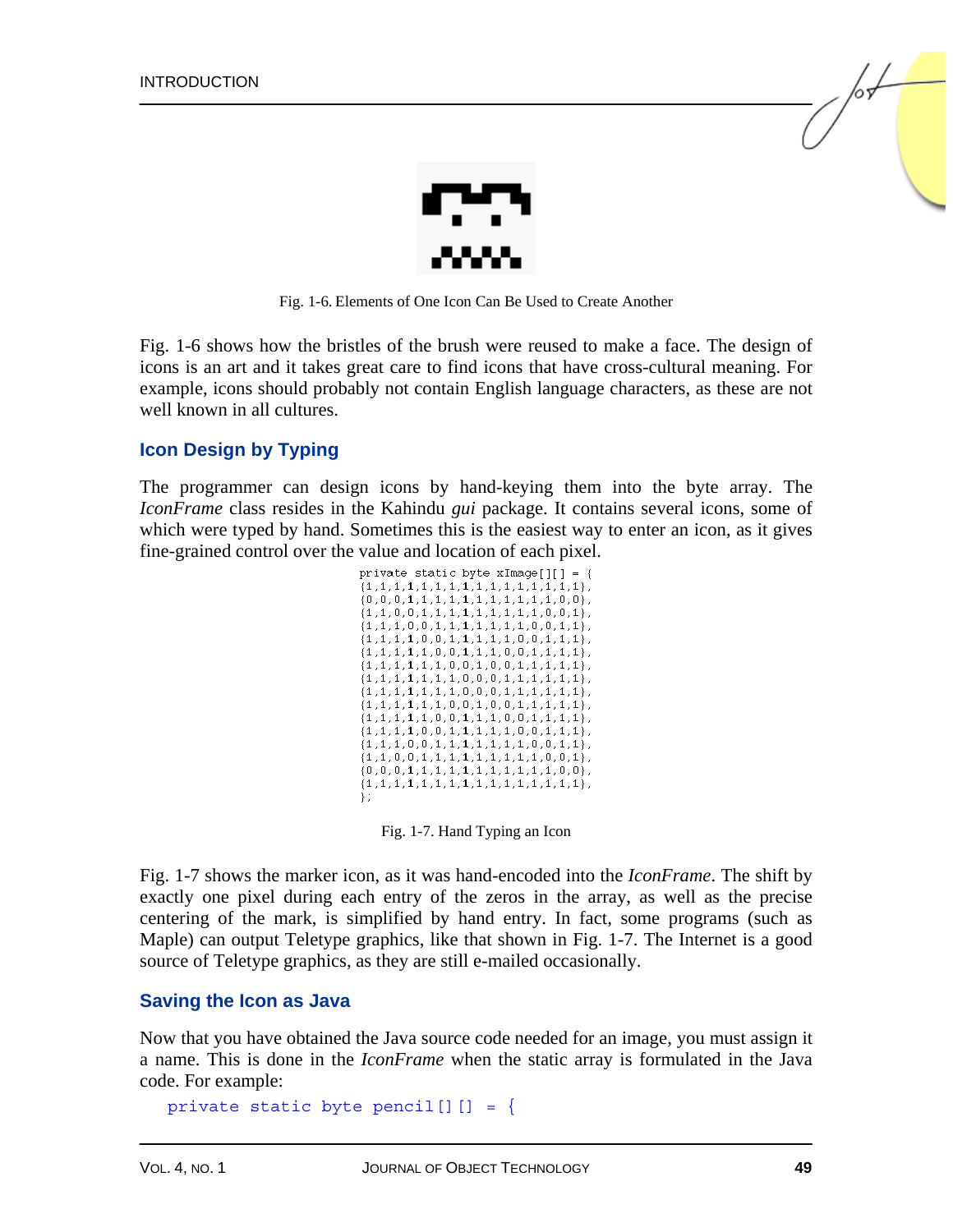Fig. 1-6. Elements of One Icon Can Be Used to Create Another

Fig. 1-6 shows how the bristles of the brush were reused to make a face. The design of icons is an art and it takes great care to find icons that have cross-cultural meaning. For example, icons should probably not contain English language characters, as these are not well known in all cultures.

## Icon Design by Typing

The programmer can design icons by hand-keying them into the byte array. The *IconFrame* class resides in the Kahindu *gui* package. It contains several icons, some of which were typed by hand. Sometimes this is the easiest way to enter an icon, as it gives fine-grained control over the value and location of each pixel.

```
private static byte xImage[][] = {
{1,1,1,1,1,1,1,1,1,1,1,1,1,1,1,1},
{0,0,0,1,1,1,1,1,1,1,1,1,1,1,0,0},
{1,1,0,0,1,1,1,1,1,1,1,1,1,0,0,1},
{1,1,1,0,0,1,1,1,1,1,1,1,0,0,1,1},
{1,1,1,1,0,0,1,1,1,1,1,0,0,1,1,1},
{1,1,1,1,1,0,0,1,1,1,0,0,1,1,1,1},
{1,1,1,1,1,1,0,0,1,0,0,1,1,1,1,1},
{1,1,1,1,1,1,1,0,0,0,1,1,1,1,1,1},
{1,1,1,1,1,1,1,0,0,0,1,1,1,1,1,1},
{1,1,1,1,1,1,0,0,1,0,0,1,1,1,1,1},
{1,1,1,1,1,0,0,1,1,1,0,0,1,1,1,1},
{1,1,1,1,0,0,1,1,1,1,1,0,0,1,1,1},
{1,1,1,0,0,1,1,1,1,1,1,1,0,0,1,1},
{1,1,0,0,1,1,1,1,1,1,1,1,1,0,0,1},
{0,0,0,1,1,1,1,1,1,1,1,1,1,1,0,0},
{1,1,1,1,1,1,1,1,1,1,1,1,1,1,1,1},
};
```

Fig. 1-7. Hand Typing an Icon

Fig. 1-7 shows the marker icon, as it was hand-encoded into the *IconFrame*. The shift by exactly one pixel during each entry of the zeros in the array, as well as the precise centering of the mark, is simplified by hand entry. In fact, some programs (such as Maple) can output Teletype graphics, like that shown in Fig. 1-7. The Internet is a good source of Teletype graphics, as they are still e-mailed occasionally.

## Saving the Icon as Java

Now that you have obtained the Java source code needed for an image, you must assign it a name. This is done in the *IconFrame* when the static array is formulated in the Java code. For example:

```
private static byte pencil[][] = {
```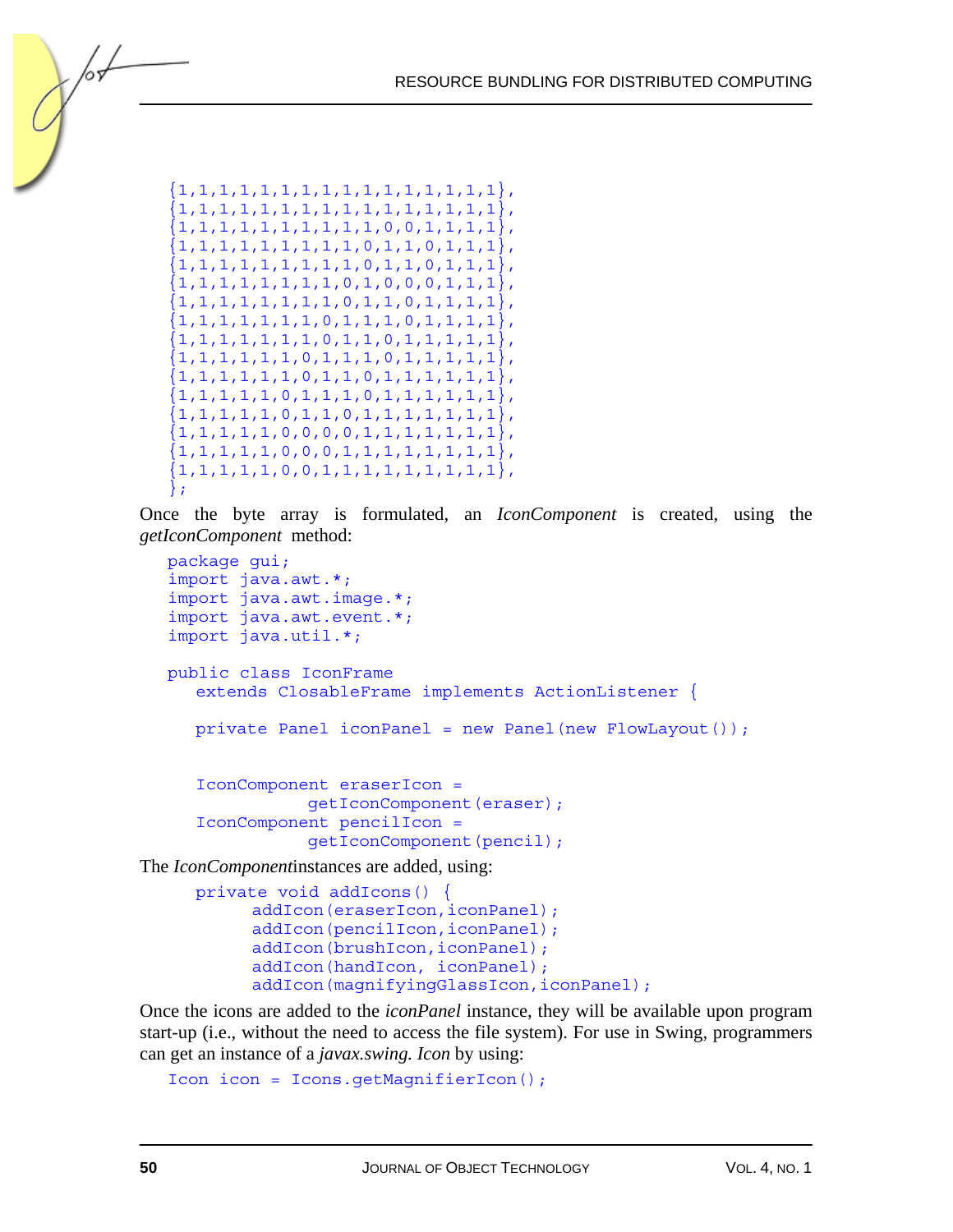```
{1,1,1,1,1,1,1,1,1,1,1,1,1,1,1,1},
{1,1,1,1,1,1,1,1,1,1,1,1,1,1,1,1},
{1,1,1,1,1,1,1,1,1,1,0,0,1,1,1,1},
{1,1,1,1,1,1,1,1,1,0,1,1,0,1,1,1},
{1,1,1,1,1,1,1,1,1,0,1,1,0,1,1,1},
{1,1,1,1,1,1,1,1,0,1,0,0,0,1,1,1},
{1,1,1,1,1,1,1,1,0,1,1,0,1,1,1,1},
{1,1,1,1,1,1,1,0,1,1,1,0,1,1,1,1},
{1,1,1,1,1,1,1,0,1,1,0,1,1,1,1,1},
{1,1,1,1,1,1,0,1,1,1,0,1,1,1,1,1},
{1,1,1,1,1,1,0,1,1,0,1,1,1,1,1,1},
{1,1,1,1,1,0,1,1,1,0,1,1,1,1,1,1},
{1,1,1,1,1,0,1,1,0,1,1,1,1,1,1,1},
{1,1,1,1,1,0,0,0,0,1,1,1,1,1,1,1},
{1,1,1,1,1,0,0,0,1,1,1,1,1,1,1,1},
{1,1,1,1,1,0,0,1,1,1,1,1,1,1,1,1},
};
```

Once the byte array is formulated, an *IconComponent* is created, using the *getIconComponent* method:

```
package gui;
import java.awt.*;
import java.awt.image.*;
import java.awt.event.*;
import java.util.*;

public class IconFrame
   extends ClosableFrame implements ActionListener {

   private Panel iconPanel = new Panel(new FlowLayout());


   IconComponent eraserIcon =
              getIconComponent(eraser);
   IconComponent pencilIcon =
              getIconComponent(pencil);
```

The *IconComponent*instances are added, using:

```
   private void addIcons() {
         addIcon(eraserIcon,iconPanel);
         addIcon(pencilIcon,iconPanel);
         addIcon(brushIcon,iconPanel);
         addIcon(handIcon, iconPanel);
         addIcon(magnifyingGlassIcon,iconPanel);
```

Once the icons are added to the *iconPanel* instance, they will be available upon program start-up (i.e., without the need to access the file system). For use in Swing, programmers can get an instance of a *javax.swing. Icon* by using:

```
Icon icon = Icons.getMagnifierIcon();
```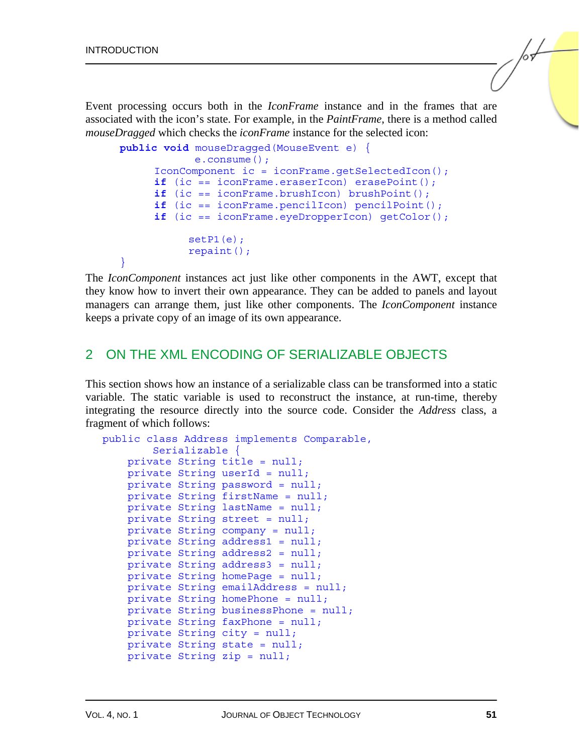Event processing occurs both in the *IconFrame* instance and in the frames that are associated with the icon's state. For example, in the *PaintFrame*, there is a method called *mouseDragged* which checks the *iconFrame* instance for the selected icon:

```
public void mouseDragged(MouseEvent e) {
            e.consume();
      IconComponent ic = iconFrame.getSelectedIcon();
      if (ic == iconFrame.eraserIcon) erasePoint();
      if (ic == iconFrame.brushIcon) brushPoint();
      if (ic == iconFrame.pencilIcon) pencilPoint();
      if (ic == iconFrame.eyeDropperIcon) getColor();

            setP1(e);
            repaint();
}
```

The *IconComponent* instances act just like other components in the AWT, except that they know how to invert their own appearance. They can be added to panels and layout managers can arrange them, just like other components. The *IconComponent* instance keeps a private copy of an image of its own appearance.

## 2 ON THE XML ENCODING OF SERIALIZABLE OBJECTS

This section shows how an instance of a serializable class can be transformed into a static variable. The static variable is used to reconstruct the instance, at run-time, thereby integrating the resource directly into the source code. Consider the *Address* class, a fragment of which follows:

```
public class Address implements Comparable,
        Serializable {
    private String title = null;
    private String userId = null;
    private String password = null;
    private String firstName = null;
    private String lastName = null;
    private String street = null;
    private String company = null;
    private String address1 = null;
    private String address2 = null;
    private String address3 = null;
    private String homePage = null;
    private String emailAddress = null;
    private String homePhone = null;
    private String businessPhone = null;
    private String faxPhone = null;
    private String city = null;
    private String state = null;
    private String zip = null;
```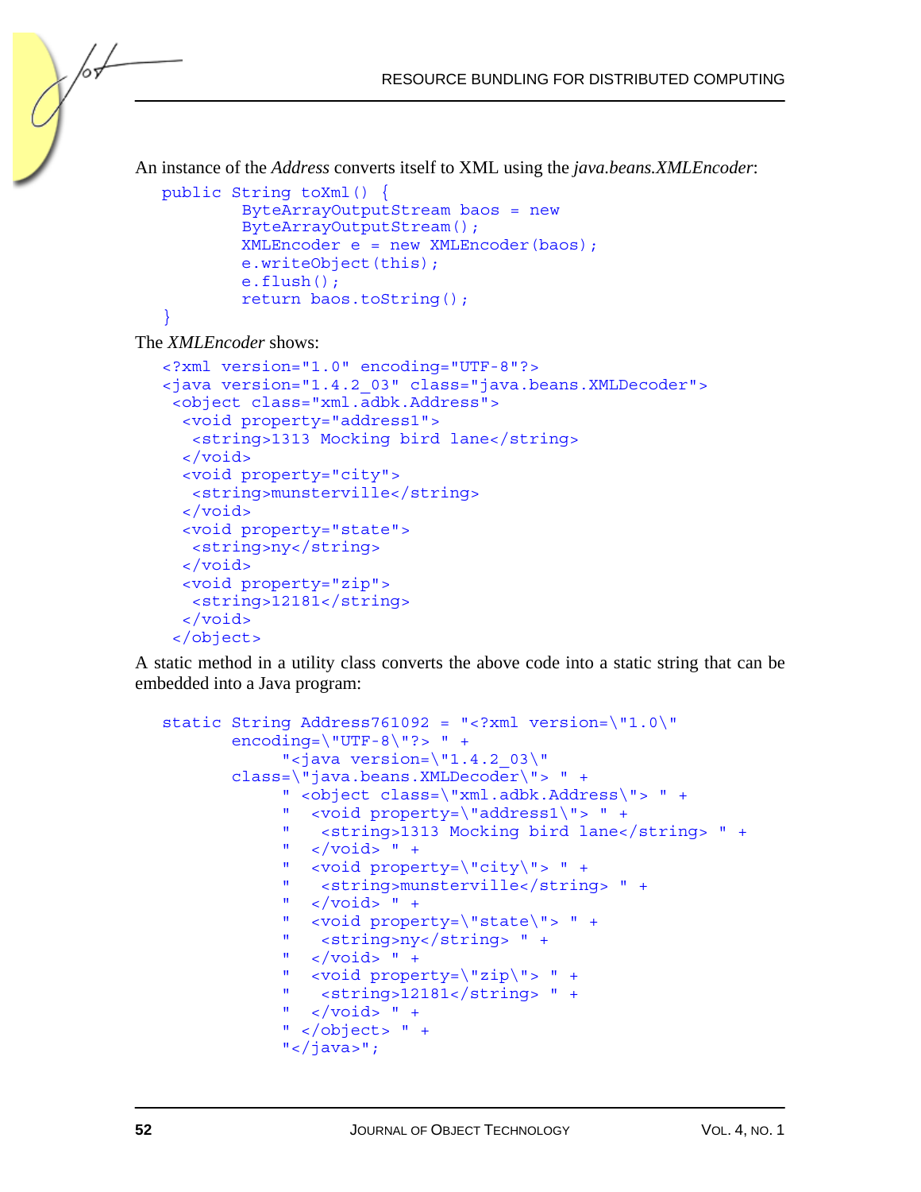An instance of the *Address* converts itself to XML using the *java.beans.XMLEncoder*:

```
public String toXml() {
        ByteArrayOutputStream baos = new
        ByteArrayOutputStream();
        XMLEncoder e = new XMLEncoder(baos);
        e.writeObject(this);
        e.flush();
        return baos.toString();
}
```

The *XMLEncoder* shows:

```
<?xml version="1.0" encoding="UTF-8"?>
<java version="1.4.2_03" class="java.beans.XMLDecoder">
 <object class="xml.adbk.Address">
  <void property="address1">
   <string>1313 Mocking bird lane</string>
  </void>
  <void property="city">
   <string>munsterville</string>
  </void>
  <void property="state">
   <string>ny</string>
  </void>
  <void property="zip">
   <string>12181</string>
  </void>
 </object>
```

A static method in a utility class converts the above code into a static string that can be embedded into a Java program:

```
static String Address761092 = "<?xml version=\"1.0\"
       encoding=\"UTF-8\"?> " +
            "<java version=\"1.4.2_03\"
       class=\"java.beans.XMLDecoder\"> " +
            " <object class=\"xml.adbk.Address\"> " +
            "  <void property=\"address1\"> " +
            "   <string>1313 Mocking bird lane</string> " +
            "  </void> " +
            "  <void property=\"city\"> " +
            "   <string>munsterville</string> " +
            "  </void> " +
            "  <void property=\"state\"> " +
            "   <string>ny</string> " +
            "  </void> " +
            "  <void property=\"zip\"> " +
            "   <string>12181</string> " +
            "  </void> " +
            " </object> " +
            "</java>";
```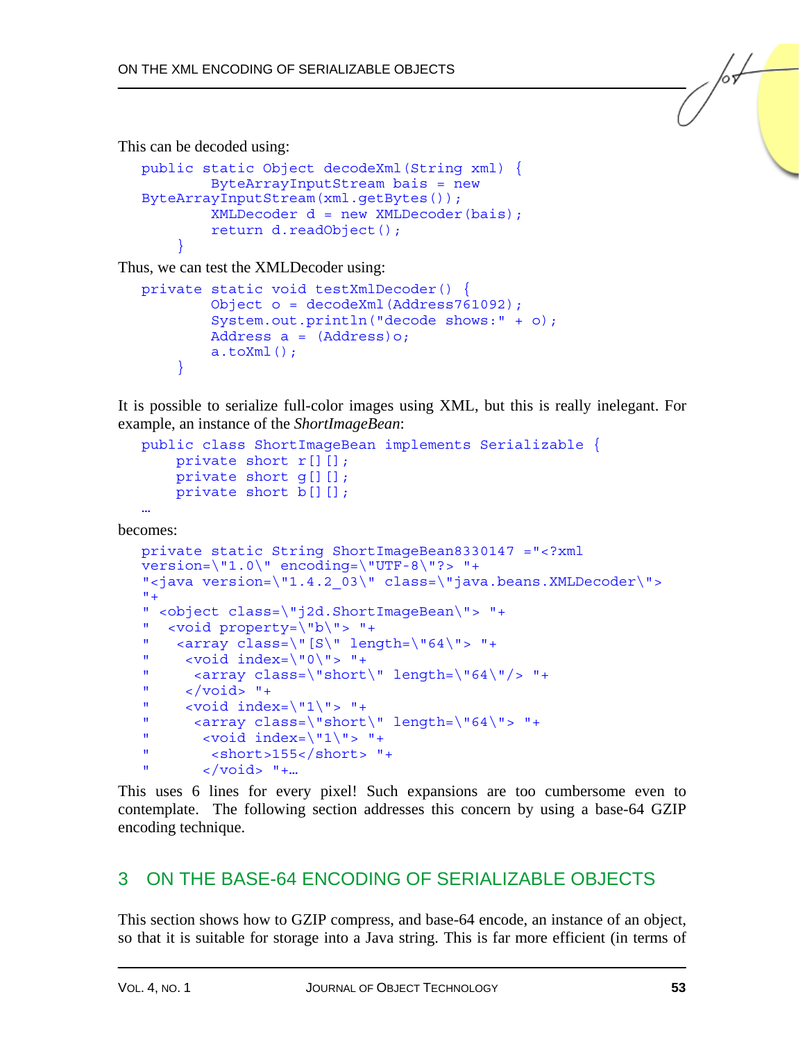This can be decoded using:

```
public static Object decodeXml(String xml) {
        ByteArrayInputStream bais = new
ByteArrayInputStream(xml.getBytes());
        XMLDecoder d = new XMLDecoder(bais);
        return d.readObject();
    }
```

Thus, we can test the XMLDecoder using:

```
private static void testXmlDecoder() {
        Object o = decodeXml(Address761092);
        System.out.println("decode shows:" + o);
        Address a = (Address)o;
        a.toXml();
    }
```

It is possible to serialize full-color images using XML, but this is really inelegant. For example, an instance of the *ShortImageBean*:

```
public class ShortImageBean implements Serializable {
    private short r[][];
    private short g[][];
    private short b[][];
…
```

becomes:

```
private static String ShortImageBean8330147 ="<?xml
version=\"1.0\" encoding=\"UTF-8\"?> "+
"<java version=\"1.4.2_03\" class=\"java.beans.XMLDecoder\">
"+
" <object class=\"j2d.ShortImageBean\"> "+
"  <void property=\"b\"> "+
"   <array class=\"[S\" length=\"64\"> "+
"    <void index=\"0\"> "+
"     <array class=\"short\" length=\"64\"/> "+
"    </void> "+
"    <void index=\"1\"> "+
"     <array class=\"short\" length=\"64\"> "+
"      <void index=\"1\"> "+
"       <short>155</short> "+
"      </void> "+…
```

This uses 6 lines for every pixel! Such expansions are too cumbersome even to contemplate. The following section addresses this concern by using a base-64 GZIP encoding technique.

## 3 ON THE BASE-64 ENCODING OF SERIALIZABLE OBJECTS

This section shows how to GZIP compress, and base-64 encode, an instance of an object, so that it is suitable for storage into a Java string. This is far more efficient (in terms of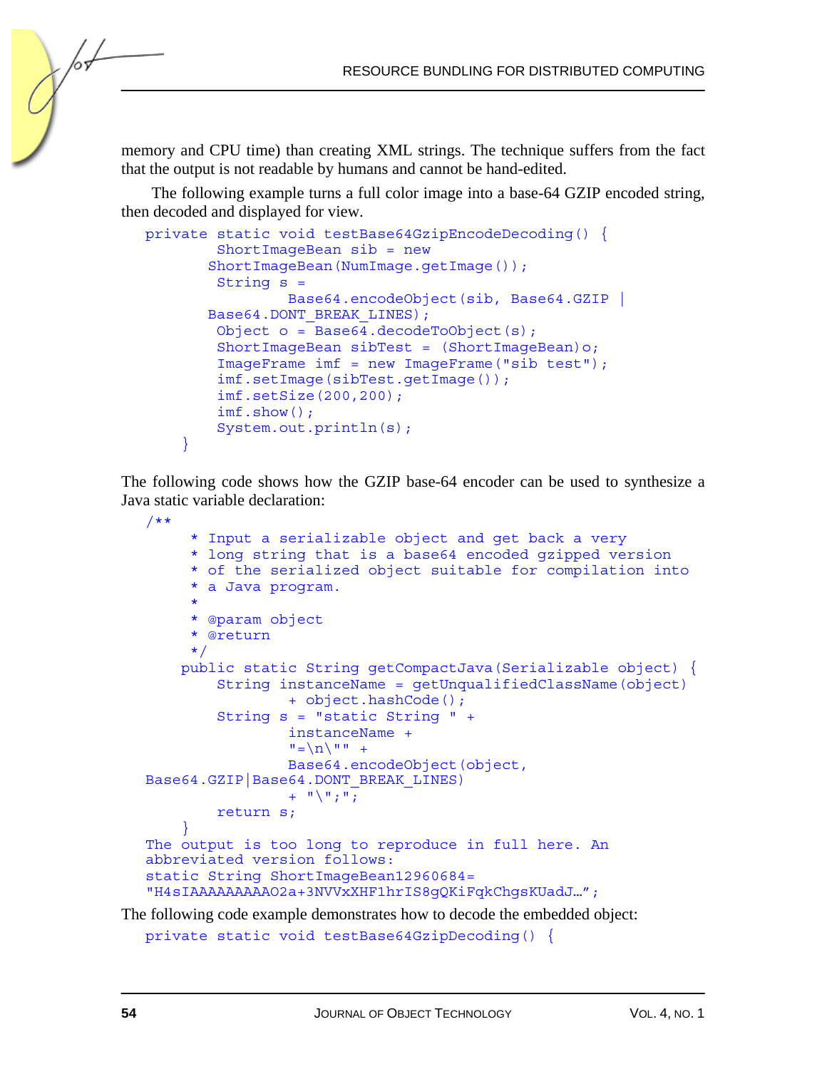memory and CPU time) than creating XML strings. The technique suffers from the fact that the output is not readable by humans and cannot be hand-edited.

The following example turns a full color image into a base-64 GZIP encoded string, then decoded and displayed for view.

```
private static void testBase64GzipEncodeDecoding() {
        ShortImageBean sib = new
       ShortImageBean(NumImage.getImage());
        String s =
                Base64.encodeObject(sib, Base64.GZIP |
       Base64.DONT_BREAK_LINES);
        Object o = Base64.decodeToObject(s);
        ShortImageBean sibTest = (ShortImageBean)o;
        ImageFrame imf = new ImageFrame("sib test");
        imf.setImage(sibTest.getImage());
        imf.setSize(200,200);
        imf.show();
        System.out.println(s);
    }
```

The following code shows how the GZIP base-64 encoder can be used to synthesize a Java static variable declaration:

```
/**
     * Input a serializable object and get back a very
     * long string that is a base64 encoded gzipped version
     * of the serialized object suitable for compilation into
     * a Java program.
     *
     * @param object
     * @return
     */
    public static String getCompactJava(Serializable object) {
        String instanceName = getUnqualifiedClassName(object)
                + object.hashCode();
        String s = "static String " +
                instanceName +
                "=\n\"" +
                Base64.encodeObject(object,
Base64.GZIP|Base64.DONT_BREAK_LINES)
                + "\";";
        return s;
    }
The output is too long to reproduce in full here. An
abbreviated version follows:
static String ShortImageBean12960684=
"H4sIAAAAAAAAAO2a+3NVVxXHF1hrIS8gQKiFqkChgsKUadJ…";
```

The following code example demonstrates how to decode the embedded object:

```
private static void testBase64GzipDecoding() {
```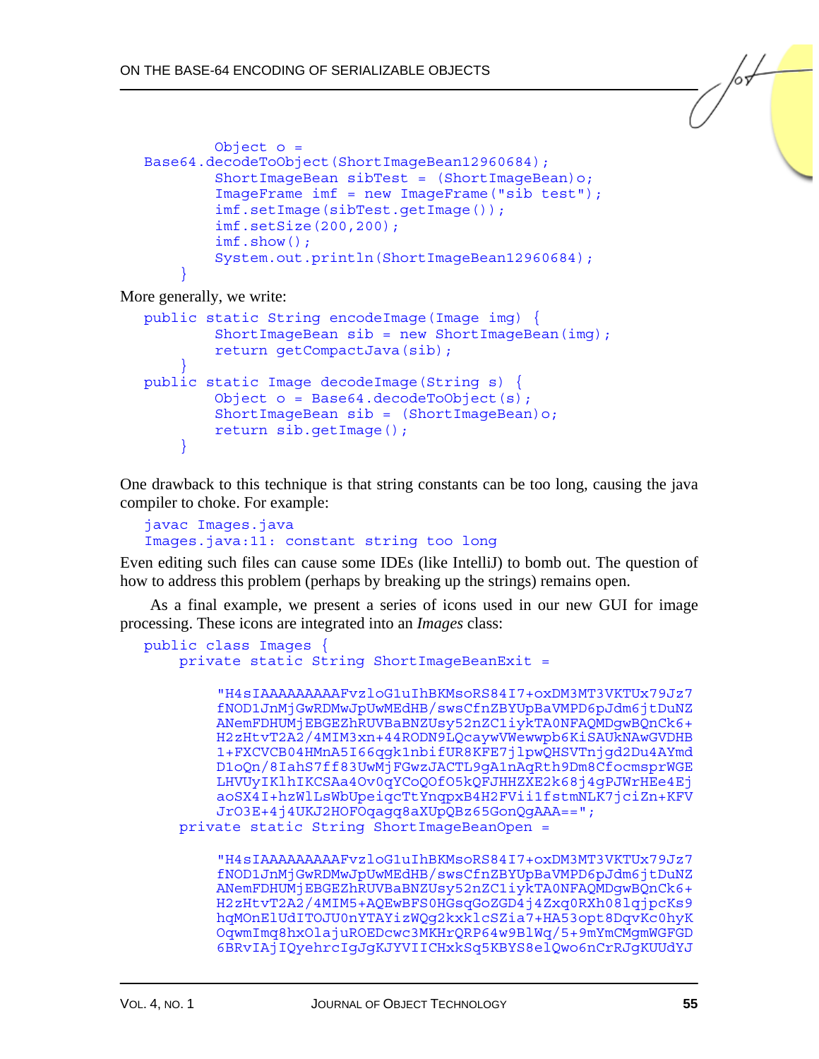```
        Object o =
Base64.decodeToObject(ShortImageBean12960684);
        ShortImageBean sibTest = (ShortImageBean)o;
        ImageFrame imf = new ImageFrame("sib test");
        imf.setImage(sibTest.getImage());
        imf.setSize(200,200);
        imf.show();
        System.out.println(ShortImageBean12960684);
    }
```

More generally, we write:

```
public static String encodeImage(Image img) {
        ShortImageBean sib = new ShortImageBean(img);
        return getCompactJava(sib);
    }
public static Image decodeImage(String s) {
        Object o = Base64.decodeToObject(s);
        ShortImageBean sib = (ShortImageBean)o;
        return sib.getImage();
    }
```

One drawback to this technique is that string constants can be too long, causing the java compiler to choke. For example:

```
javac Images.java
Images.java:11: constant string too long
```

Even editing such files can cause some IDEs (like IntelliJ) to bomb out. The question of how to address this problem (perhaps by breaking up the strings) remains open.

As a final example, we present a series of icons used in our new GUI for image processing. These icons are integrated into an *Images* class:

```
public class Images {
    private static String ShortImageBeanExit =

        "H4sIAAAAAAAAAFvzloG1uIhBKMsoRS84I7+oxDM3MT3VKTUx79Jz7
        fNOD1JnMjGwRDMwJpUwMEdHB/swsCfnZBYUpBaVMPD6pJdm6jtDuNZ
        ANemFDHUMjEBGEZhRUVBaBNZUsy52nZC1iykTA0NFAQMDgwBQnCk6+
        H2zHtvT2A2/4MIM3xn+44RODN9LQcaywVWewwpb6KiSAUkNAwGVDHB
        1+FXCVCB04HMnA5I66qgk1nbifUR8KFE7jlpwQHSVTnjgd2Du4AYmd
        D1oQn/8IahS7ff83UwMjFGwzJACTL9gA1nAqRth9Dm8CfocmsprWGE
        LHVUyIKlhIKCSAa4Ov0qYCoQOfO5kQFJHHZXE2k68j4gPJWrHEe4Ej
        aoSX4I+hzWlLsWbUpeiqcTtYnqpxB4H2FVii1fstmNLK7jciZn+KFV
        JrO3E+4j4UKJ2HOFOqagq8aXUpQBz65GonQgAAA==";
    private static String ShortImageBeanOpen =

        "H4sIAAAAAAAAAFvzloG1uIhBKMsoRS84I7+oxDM3MT3VKTUx79Jz7
        fNOD1JnMjGwRDMwJpUwMEdHB/swsCfnZBYUpBaVMPD6pJdm6jtDuNZ
        ANemFDHUMjEBGEZhRUVBaBNZUsy52nZC1iykTA0NFAQMDgwBQnCk6+
        H2zHtvT2A2/4MIM5+AQEwBFS0HGsqGoZGD4j4Zxq0RXh08lqjpcKs9
        hqMOnElUdITOJU0nYTAYizWQg2kxklcSZia7+HA53opt8DqvKc0hyK
        OqwmImq8hxOlajuROEDcwc3MKHrQRP64w9BlWq/5+9mYmCMgmWGFGD
        6BRvIAjIQyehrcIgJgKJYVIICHxkSq5KBYS8elQwo6nCrRJgKUUdYJ
```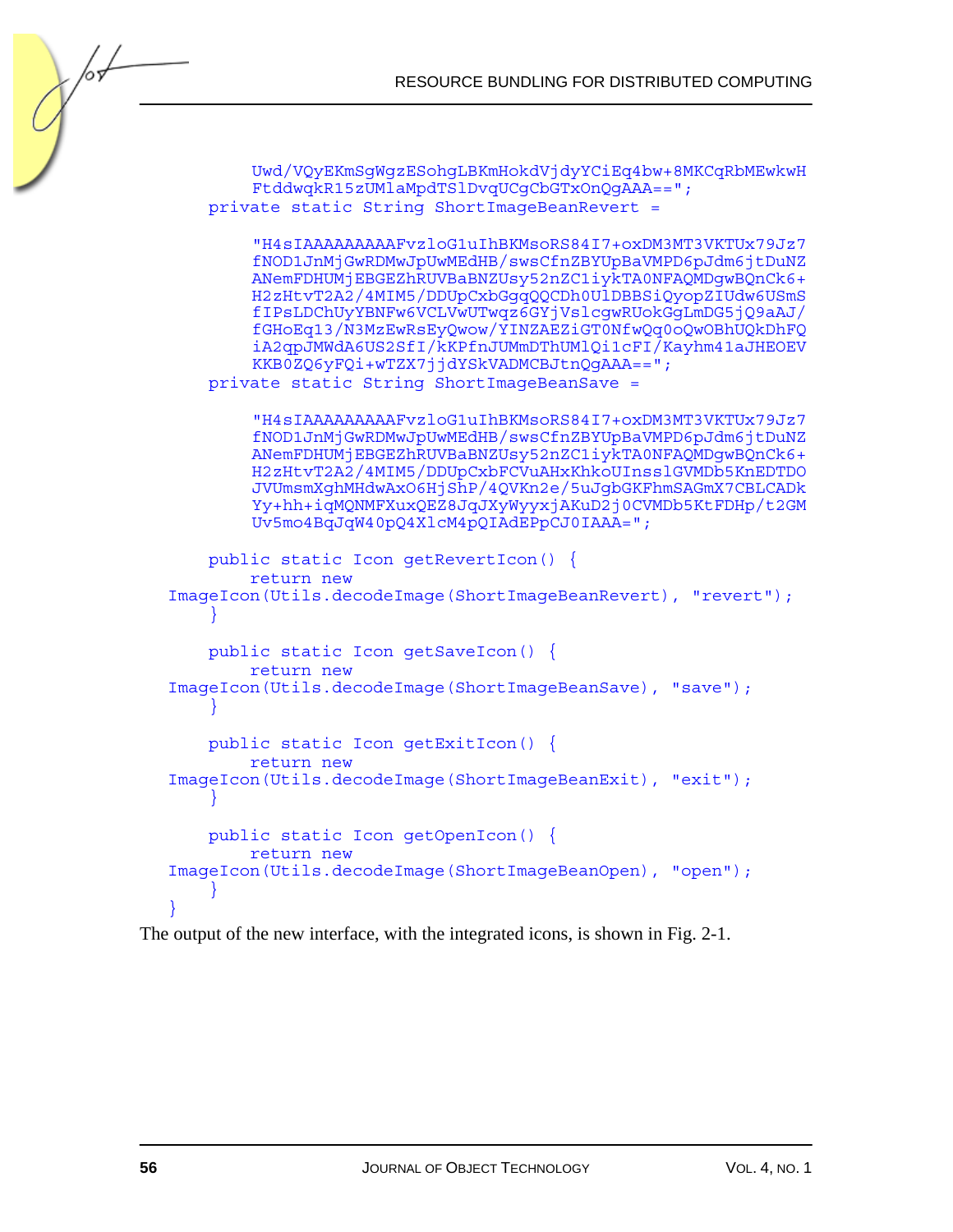```
        Uwd/VQyEKmSgWgzESohgLBKmHokdVjdyYCiEq4bw+8MKCqRbMEwkwH
        FtddwqkR15zUMlaMpdTSlDvqUCgCbGTxOnQgAAA==";
    private static String ShortImageBeanRevert =

        "H4sIAAAAAAAAAFvzloG1uIhBKMsoRS84I7+oxDM3MT3VKTUx79Jz7
        fNOD1JnMjGwRDMwJpUwMEdHB/swsCfnZBYUpBaVMPD6pJdm6jtDuNZ
        ANemFDHUMjEBGEZhRUVBaBNZUsy52nZC1iykTA0NFAQMDgwBQnCk6+
        H2zHtvT2A2/4MIM5/DDUpCxbGgqQQCDh0UlDBBSiQyopZIUdw6USmS
        fIPsLDChUyYBNFw6VCLVwUTwqz6GYjVslcgwRUokGgLmDG5jQ9aAJ/
        fGHoEq13/N3MzEwRsEyQwow/YINZAEZiGT0NfwQq0oQwOBhUQkDhFQ
        iA2qpJMWdA6US2SfI/kKPfnJUMmDThUMlQi1cFI/Kayhm41aJHEOEV
        KKB0ZQ6yFQi+wTZX7jjdYSkVADMCBJtnQgAAA==";
    private static String ShortImageBeanSave =

        "H4sIAAAAAAAAAFvzloG1uIhBKMsoRS84I7+oxDM3MT3VKTUx79Jz7
        fNOD1JnMjGwRDMwJpUwMEdHB/swsCfnZBYUpBaVMPD6pJdm6jtDuNZ
        ANemFDHUMjEBGEZhRUVBaBNZUsy52nZC1iykTA0NFAQMDgwBQnCk6+
        H2zHtvT2A2/4MIM5/DDUpCxbFCVuAHxKhkoUInsslGVMDb5KnEDTDO
        JVUmsmXghMHdwAxO6HjShP/4QVKn2e/5uJgbGKFhmSAGmX7CBLCADk
        Yy+hh+iqMQNMFXuxQEZ8JqJXyWyyxjAKuD2j0CVMDb5KtFDHp/t2GM
        Uv5mo4BqJqW40pQ4XlcM4pQIAdEPpCJ0IAAA=";

    public static Icon getRevertIcon() {
        return new
  ImageIcon(Utils.decodeImage(ShortImageBeanRevert), "revert");
    }

    public static Icon getSaveIcon() {
        return new
  ImageIcon(Utils.decodeImage(ShortImageBeanSave), "save");
    }

    public static Icon getExitIcon() {
        return new
  ImageIcon(Utils.decodeImage(ShortImageBeanExit), "exit");
    }

    public static Icon getOpenIcon() {
        return new
  ImageIcon(Utils.decodeImage(ShortImageBeanOpen), "open");
    }
  }
```

The output of the new interface, with the integrated icons, is shown in Fig. 2-1.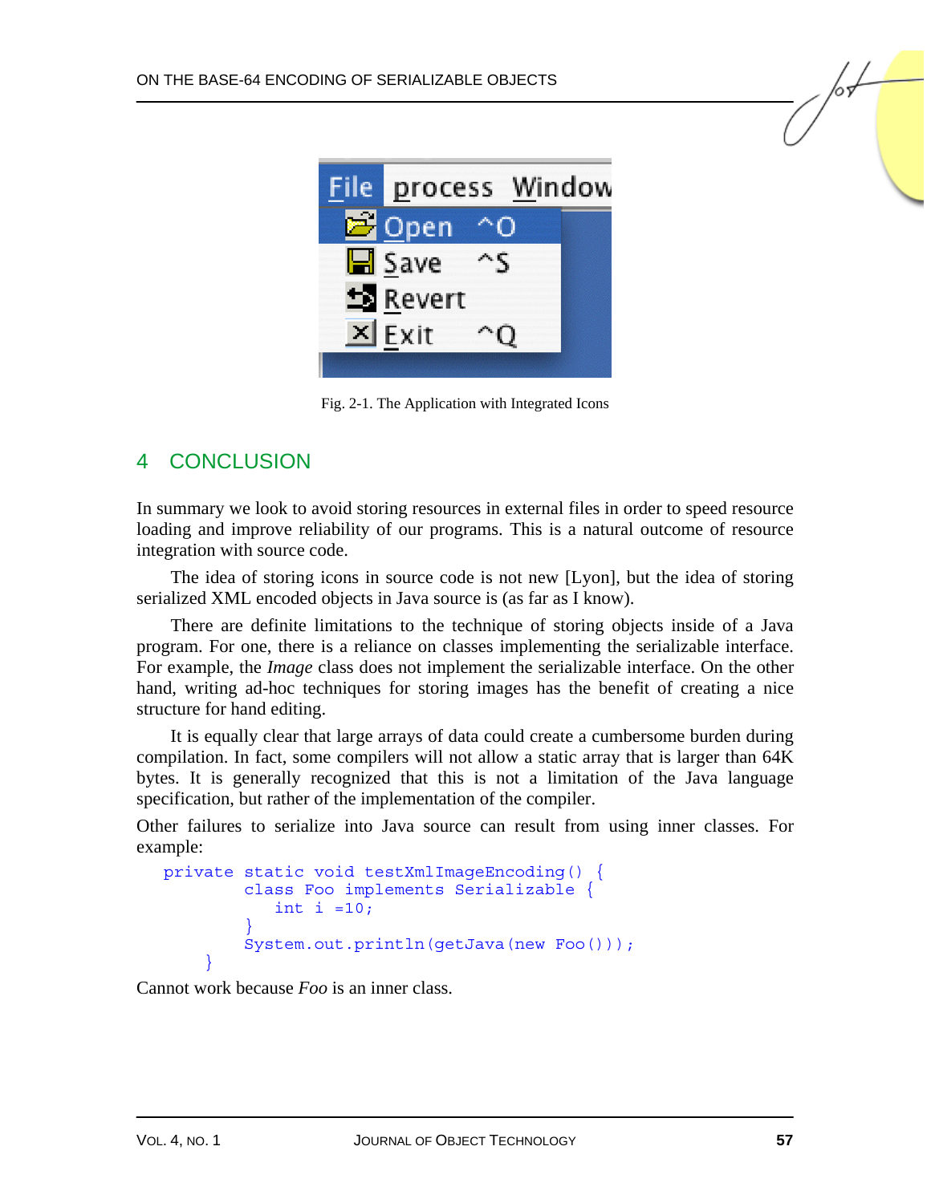Fig. 2-1. The Application with Integrated Icons

## 4 CONCLUSION

In summary we look to avoid storing resources in external files in order to speed resource loading and improve reliability of our programs. This is a natural outcome of resource integration with source code.

The idea of storing icons in source code is not new [Lyon], but the idea of storing serialized XML encoded objects in Java source is (as far as I know).

There are definite limitations to the technique of storing objects inside of a Java program. For one, there is a reliance on classes implementing the serializable interface. For example, the *Image* class does not implement the serializable interface. On the other hand, writing ad-hoc techniques for storing images has the benefit of creating a nice structure for hand editing.

It is equally clear that large arrays of data could create a cumbersome burden during compilation. In fact, some compilers will not allow a static array that is larger than 64K bytes. It is generally recognized that this is not a limitation of the Java language specification, but rather of the implementation of the compiler.

Other failures to serialize into Java source can result from using inner classes. For example:

```
private static void testXmlImageEncoding() {
        class Foo implements Serializable {
            int i =10;
        }
        System.out.println(getJava(new Foo()));
    }
```

Cannot work because *Foo* is an inner class.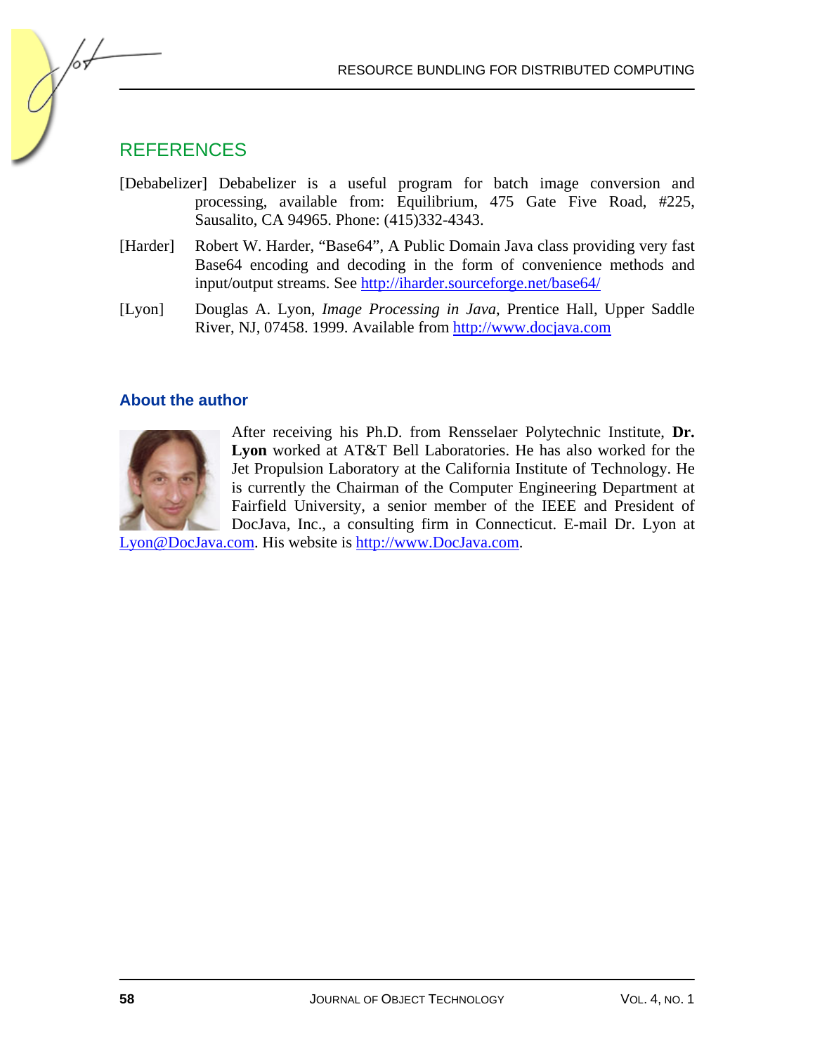## REFERENCES

[Debabelizer] Debabelizer is a useful program for batch image conversion and processing, available from: Equilibrium, 475 Gate Five Road, #225, Sausalito, CA 94965. Phone: (415)332-4343.

[Harder] Robert W. Harder, "Base64", A Public Domain Java class providing very fast Base64 encoding and decoding in the form of convenience methods and input/output streams. See http://iharder.sourceforge.net/base64/

[Lyon] Douglas A. Lyon, *Image Processing in Java*, Prentice Hall, Upper Saddle River, NJ, 07458. 1999. Available from http://www.docjava.com

### About the author

After receiving his Ph.D. from Rensselaer Polytechnic Institute, **Dr. Lyon** worked at AT&T Bell Laboratories. He has also worked for the Jet Propulsion Laboratory at the California Institute of Technology. He is currently the Chairman of the Computer Engineering Department at Fairfield University, a senior member of the IEEE and President of DocJava, Inc., a consulting firm in Connecticut. E-mail Dr. Lyon at Lyon@DocJava.com. His website is http://www.DocJava.com.